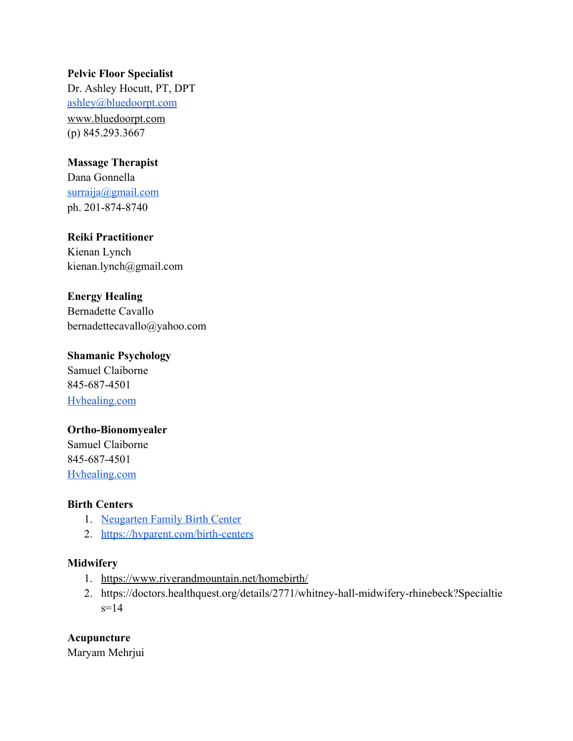**Pelvic Floor Specialist**
Dr. Ashley Hocutt, PT, DPT
ashley@bluedoorpt.com
www.bluedoorpt.com
(p) 845.293.3667

**Massage Therapist**
Dana Gonnella
surraija@gmail.com
ph. 201-874-8740

**Reiki Practitioner**
Kienan Lynch
kienan.lynch@gmail.com

**Energy Healing**
Bernadette Cavallo
bernadettecavallo@yahoo.com

**Shamanic Psychology**
Samuel Claiborne
845-687-4501
Hvhealing.com

**Ortho-Bionomyealer**
Samuel Claiborne
845-687-4501
Hvhealing.com

**Birth Centers**

1. Neugarten Family Birth Center
2. https://hvparent.com/birth-centers

**Midwifery**

1. https://www.riverandmountain.net/homebirth/
2. https://doctors.healthquest.org/details/2771/whitney-hall-midwifery-rhinebeck?Specialties=14

**Acupuncture**
Maryam Mehrjui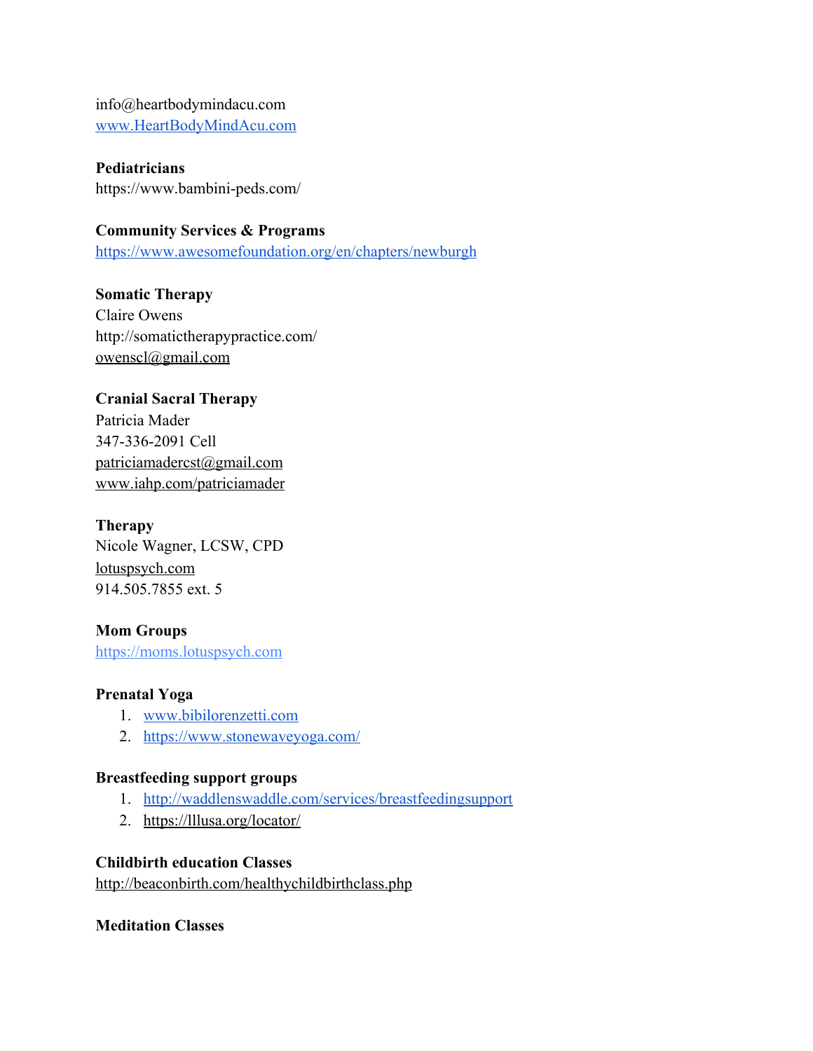info@heartbodymindacu.com
www.HeartBodyMindAcu.com

**Pediatricians**
https://www.bambini-peds.com/

**Community Services & Programs**
https://www.awesomefoundation.org/en/chapters/newburgh

**Somatic Therapy**
Claire Owens
http://somatictherapypractice.com/
owenscl@gmail.com

**Cranial Sacral Therapy**
Patricia Mader
347-336-2091 Cell
patriciamadercst@gmail.com
www.iahp.com/patriciamader

**Therapy**
Nicole Wagner, LCSW, CPD
lotuspsych.com
914.505.7855 ext. 5

**Mom Groups**
https://moms.lotuspsych.com

**Prenatal Yoga**

1. www.bibilorenzetti.com
2. https://www.stonewaveyoga.com/

**Breastfeeding support groups**

1. http://waddlenswaddle.com/services/breastfeedingsupport
2. https://lllusa.org/locator/

**Childbirth education Classes**
http://beaconbirth.com/healthychildbirthclass.php

**Meditation Classes**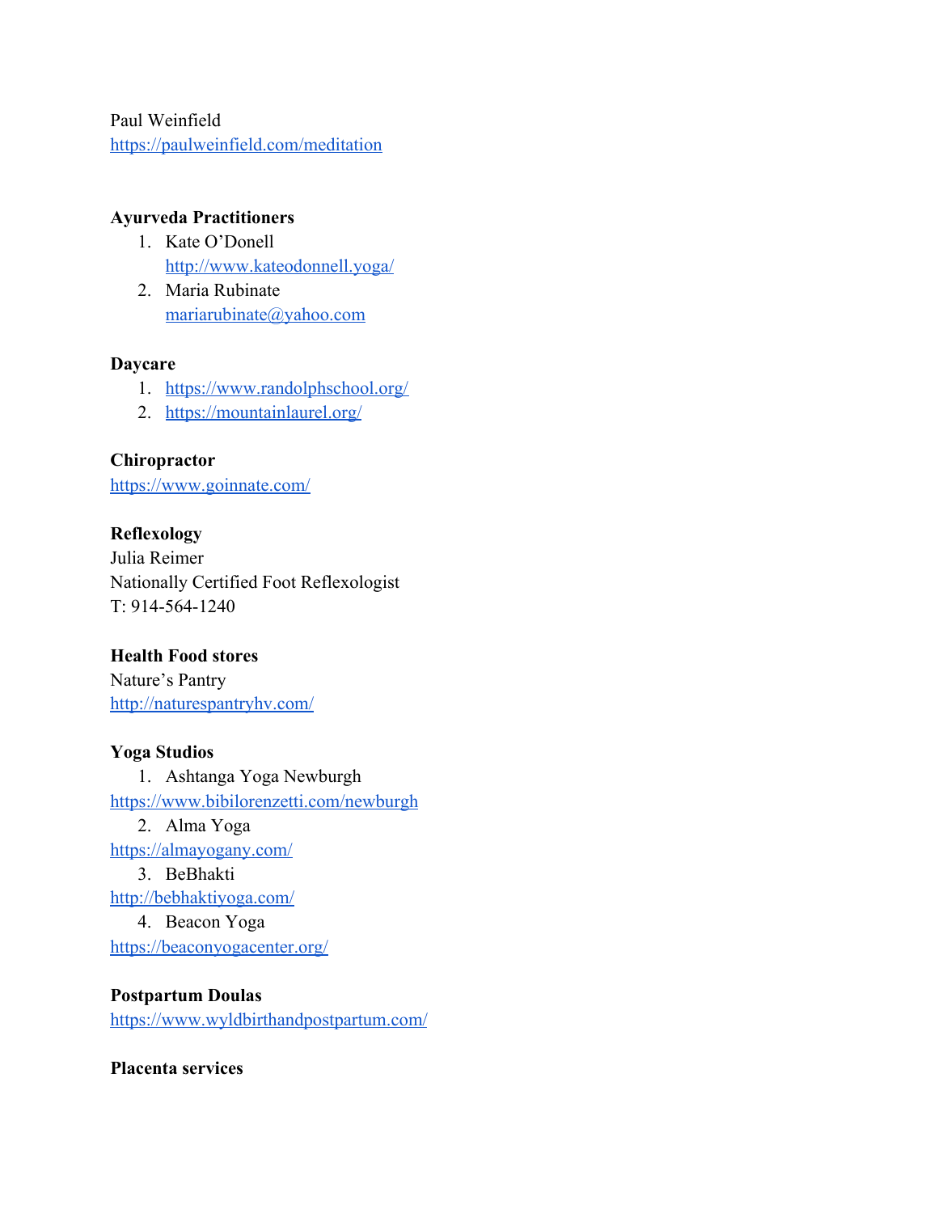Paul Weinfield
https://paulweinfield.com/meditation

**Ayurveda Practitioners**

1. Kate O'Donell
   http://www.kateodonnell.yoga/
2. Maria Rubinate
   mariarubinate@yahoo.com

**Daycare**

1. https://www.randolphschool.org/
2. https://mountainlaurel.org/

**Chiropractor**

https://www.goinnate.com/

**Reflexology**

Julia Reimer
Nationally Certified Foot Reflexologist
T: 914-564-1240

**Health Food stores**

Nature's Pantry
http://naturespantryhv.com/

**Yoga Studios**

1. Ashtanga Yoga Newburgh
https://www.bibilorenzetti.com/newburgh
2. Alma Yoga
https://almayogany.com/
3. BeBhakti
http://bebhaktiyoga.com/
4. Beacon Yoga
https://beaconyogacenter.org/

**Postpartum Doulas**

https://www.wyldbirthandpostpartum.com/

**Placenta services**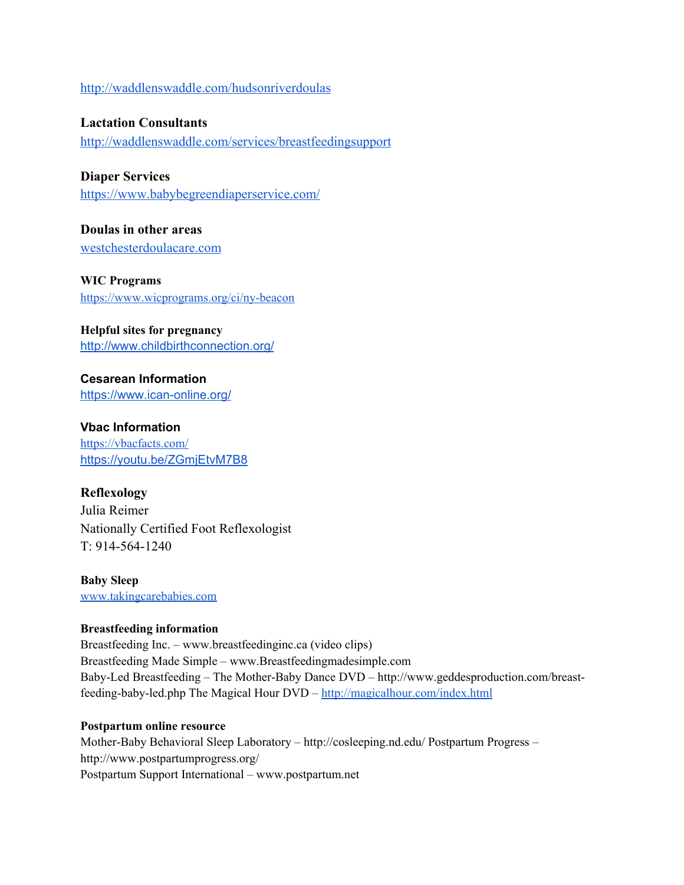http://waddlenswaddle.com/hudsonriverdoulas

**Lactation Consultants**
http://waddlenswaddle.com/services/breastfeedingsupport

**Diaper Services**
https://www.babybegreendiaperservice.com/

**Doulas in other areas**
westchesterdoulacare.com

**WIC Programs**
https://www.wicprograms.org/ci/ny-beacon

**Helpful sites for pregnancy**
http://www.childbirthconnection.org/

**Cesarean Information**
https://www.ican-online.org/

**Vbac Information**
https://vbacfacts.com/
https://youtu.be/ZGmjEtvM7B8

**Reflexology**
Julia Reimer
Nationally Certified Foot Reflexologist
T: 914-564-1240

**Baby Sleep**
www.takingcarebabies.com

**Breastfeeding information**
Breastfeeding Inc. – www.breastfeedinginc.ca (video clips)
Breastfeeding Made Simple – www.Breastfeedingmadesimple.com
Baby-Led Breastfeeding – The Mother-Baby Dance DVD – http://www.geddesproduction.com/breast-feeding-baby-led.php The Magical Hour DVD – http://magicalhour.com/index.html

**Postpartum online resource**
Mother-Baby Behavioral Sleep Laboratory – http://cosleeping.nd.edu/ Postpartum Progress – http://www.postpartumprogress.org/
Postpartum Support International – www.postpartum.net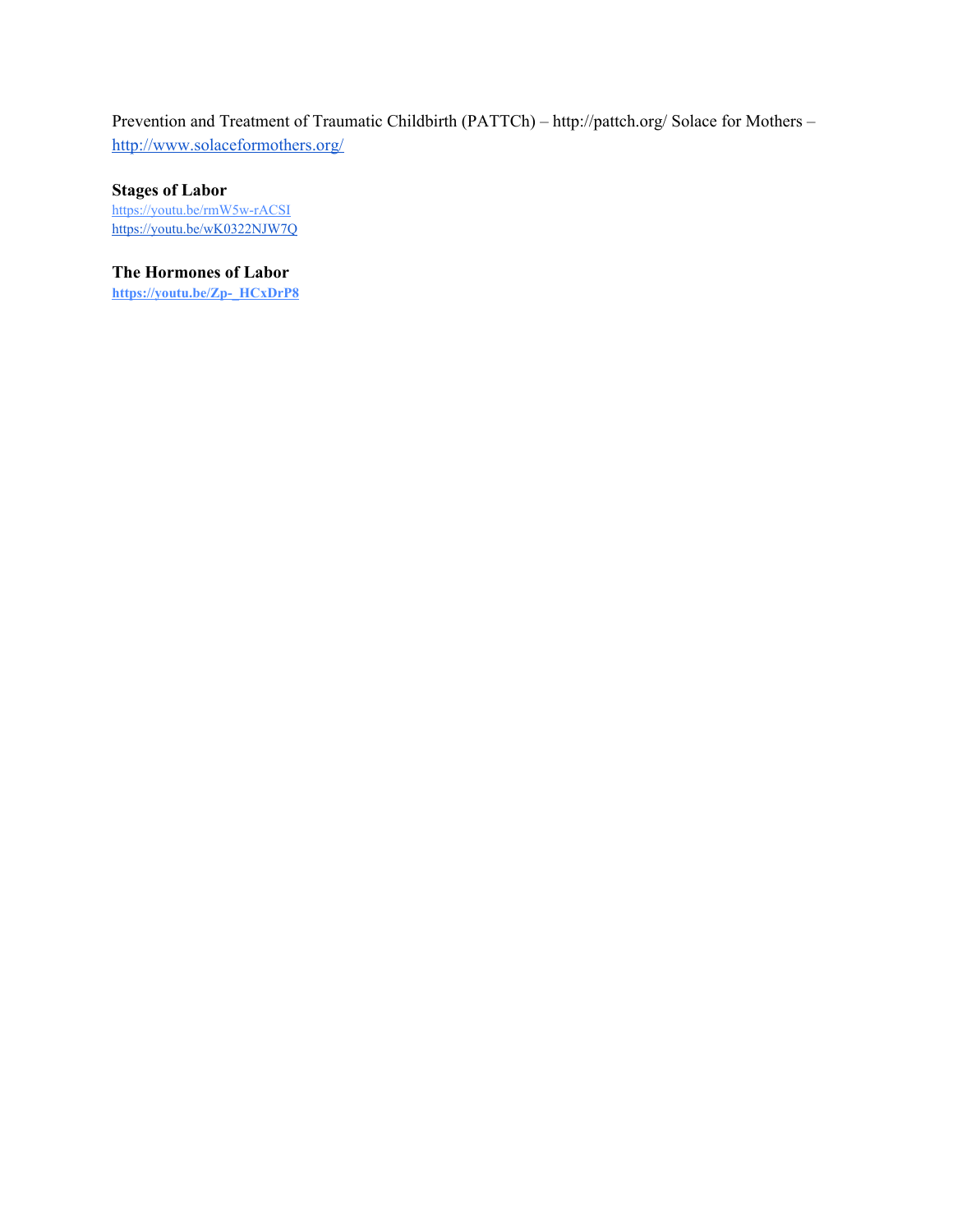Prevention and Treatment of Traumatic Childbirth (PATTCh) – http://pattch.org/ Solace for Mothers – http://www.solaceformothers.org/

### Stages of Labor

https://youtu.be/rmW5w-rACSI
https://youtu.be/wK0322NJW7Q

### The Hormones of Labor

**https://youtu.be/Zp-_HCxDrP8**